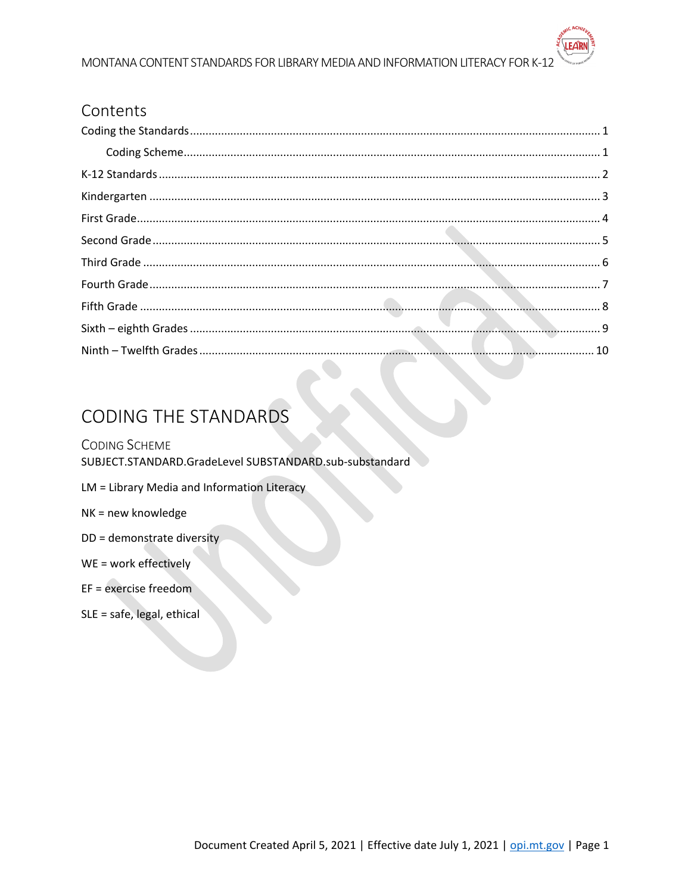## Contents

Coding the Standards ........ 1

Coding Scheme ........ 1

K-12 Standards ........ 2

Kindergarten ........ 3

First Grade ........ 4

Second Grade ........ 5

Third Grade ........ 6

Fourth Grade ........ 7

Fifth Grade ........ 8

Sixth – eighth Grades ........ 9

Ninth – Twelfth Grades ........ 10

# CODING THE STANDARDS

## Coding Scheme

SUBJECT.STANDARD.GradeLevel SUBSTANDARD.sub-substandard

LM = Library Media and Information Literacy

NK = new knowledge

DD = demonstrate diversity

WE = work effectively

EF = exercise freedom

SLE = safe, legal, ethical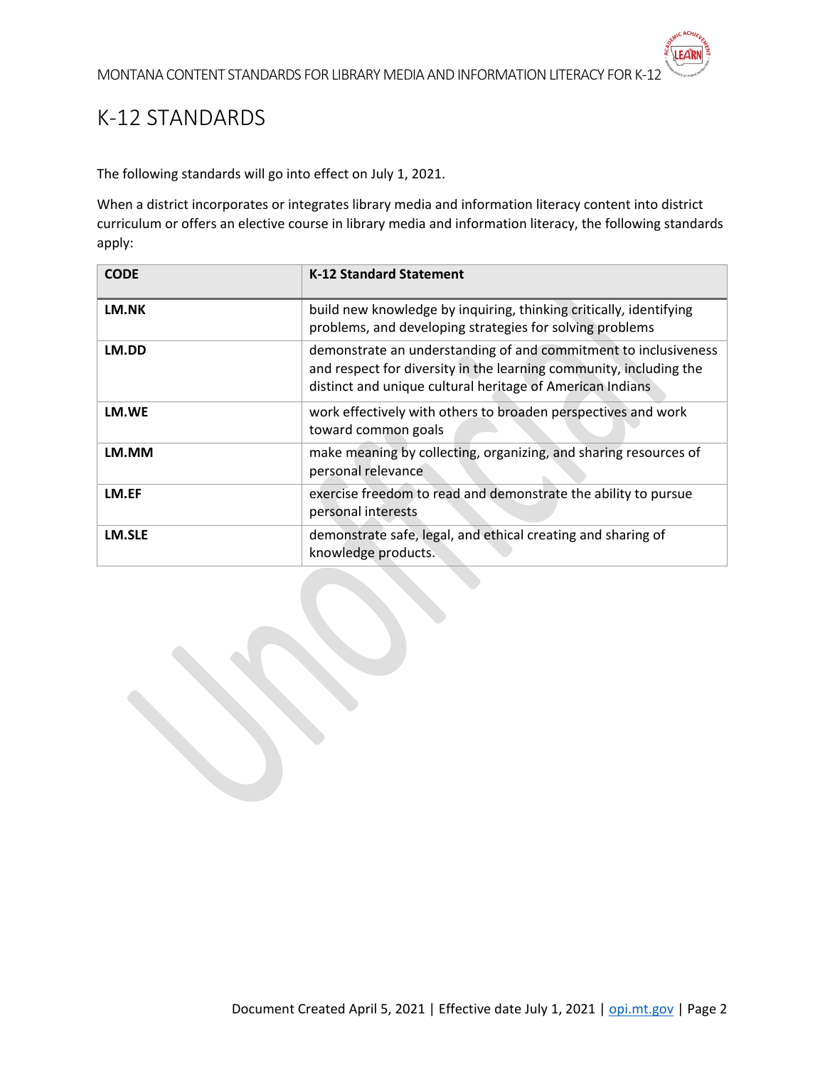# K-12 STANDARDS

The following standards will go into effect on July 1, 2021.

When a district incorporates or integrates library media and information literacy content into district curriculum or offers an elective course in library media and information literacy, the following standards apply:

| CODE | K-12 Standard Statement |
|---|---|
| **LM.NK** | build new knowledge by inquiring, thinking critically, identifying problems, and developing strategies for solving problems |
| **LM.DD** | demonstrate an understanding of and commitment to inclusiveness and respect for diversity in the learning community, including the distinct and unique cultural heritage of American Indians |
| **LM.WE** | work effectively with others to broaden perspectives and work toward common goals |
| **LM.MM** | make meaning by collecting, organizing, and sharing resources of personal relevance |
| **LM.EF** | exercise freedom to read and demonstrate the ability to pursue personal interests |
| **LM.SLE** | demonstrate safe, legal, and ethical creating and sharing of knowledge products. |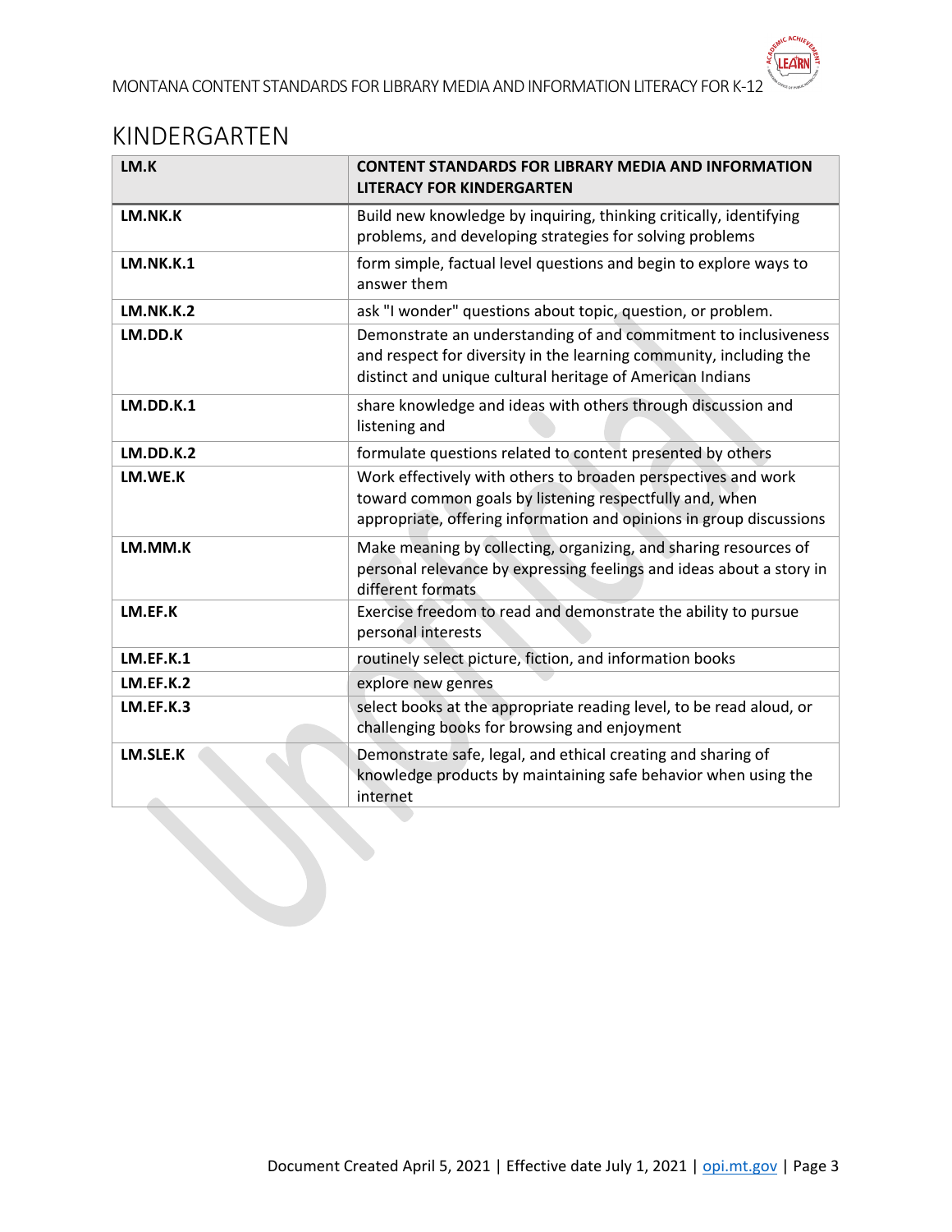## KINDERGARTEN

| LM.K | CONTENT STANDARDS FOR LIBRARY MEDIA AND INFORMATION LITERACY FOR KINDERGARTEN |
|---|---|
| LM.NK.K | Build new knowledge by inquiring, thinking critically, identifying problems, and developing strategies for solving problems |
| LM.NK.K.1 | form simple, factual level questions and begin to explore ways to answer them |
| LM.NK.K.2 | ask "I wonder" questions about topic, question, or problem. |
| LM.DD.K | Demonstrate an understanding of and commitment to inclusiveness and respect for diversity in the learning community, including the distinct and unique cultural heritage of American Indians |
| LM.DD.K.1 | share knowledge and ideas with others through discussion and listening and |
| LM.DD.K.2 | formulate questions related to content presented by others |
| LM.WE.K | Work effectively with others to broaden perspectives and work toward common goals by listening respectfully and, when appropriate, offering information and opinions in group discussions |
| LM.MM.K | Make meaning by collecting, organizing, and sharing resources of personal relevance by expressing feelings and ideas about a story in different formats |
| LM.EF.K | Exercise freedom to read and demonstrate the ability to pursue personal interests |
| LM.EF.K.1 | routinely select picture, fiction, and information books |
| LM.EF.K.2 | explore new genres |
| LM.EF.K.3 | select books at the appropriate reading level, to be read aloud, or challenging books for browsing and enjoyment |
| LM.SLE.K | Demonstrate safe, legal, and ethical creating and sharing of knowledge products by maintaining safe behavior when using the internet |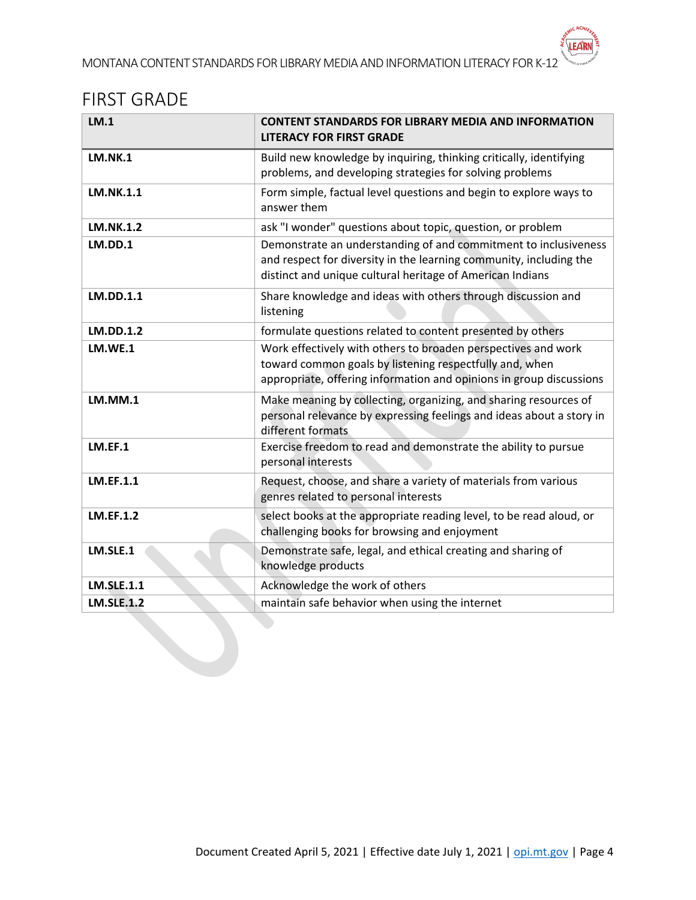## FIRST GRADE

| LM.1 | CONTENT STANDARDS FOR LIBRARY MEDIA AND INFORMATION LITERACY FOR FIRST GRADE |
|---|---|
| **LM.NK.1** | Build new knowledge by inquiring, thinking critically, identifying problems, and developing strategies for solving problems |
| **LM.NK.1.1** | Form simple, factual level questions and begin to explore ways to answer them |
| **LM.NK.1.2** | ask "I wonder" questions about topic, question, or problem |
| **LM.DD.1** | Demonstrate an understanding of and commitment to inclusiveness and respect for diversity in the learning community, including the distinct and unique cultural heritage of American Indians |
| **LM.DD.1.1** | Share knowledge and ideas with others through discussion and listening |
| **LM.DD.1.2** | formulate questions related to content presented by others |
| **LM.WE.1** | Work effectively with others to broaden perspectives and work toward common goals by listening respectfully and, when appropriate, offering information and opinions in group discussions |
| **LM.MM.1** | Make meaning by collecting, organizing, and sharing resources of personal relevance by expressing feelings and ideas about a story in different formats |
| **LM.EF.1** | Exercise freedom to read and demonstrate the ability to pursue personal interests |
| **LM.EF.1.1** | Request, choose, and share a variety of materials from various genres related to personal interests |
| **LM.EF.1.2** | select books at the appropriate reading level, to be read aloud, or challenging books for browsing and enjoyment |
| **LM.SLE.1** | Demonstrate safe, legal, and ethical creating and sharing of knowledge products |
| **LM.SLE.1.1** | Acknowledge the work of others |
| **LM.SLE.1.2** | maintain safe behavior when using the internet |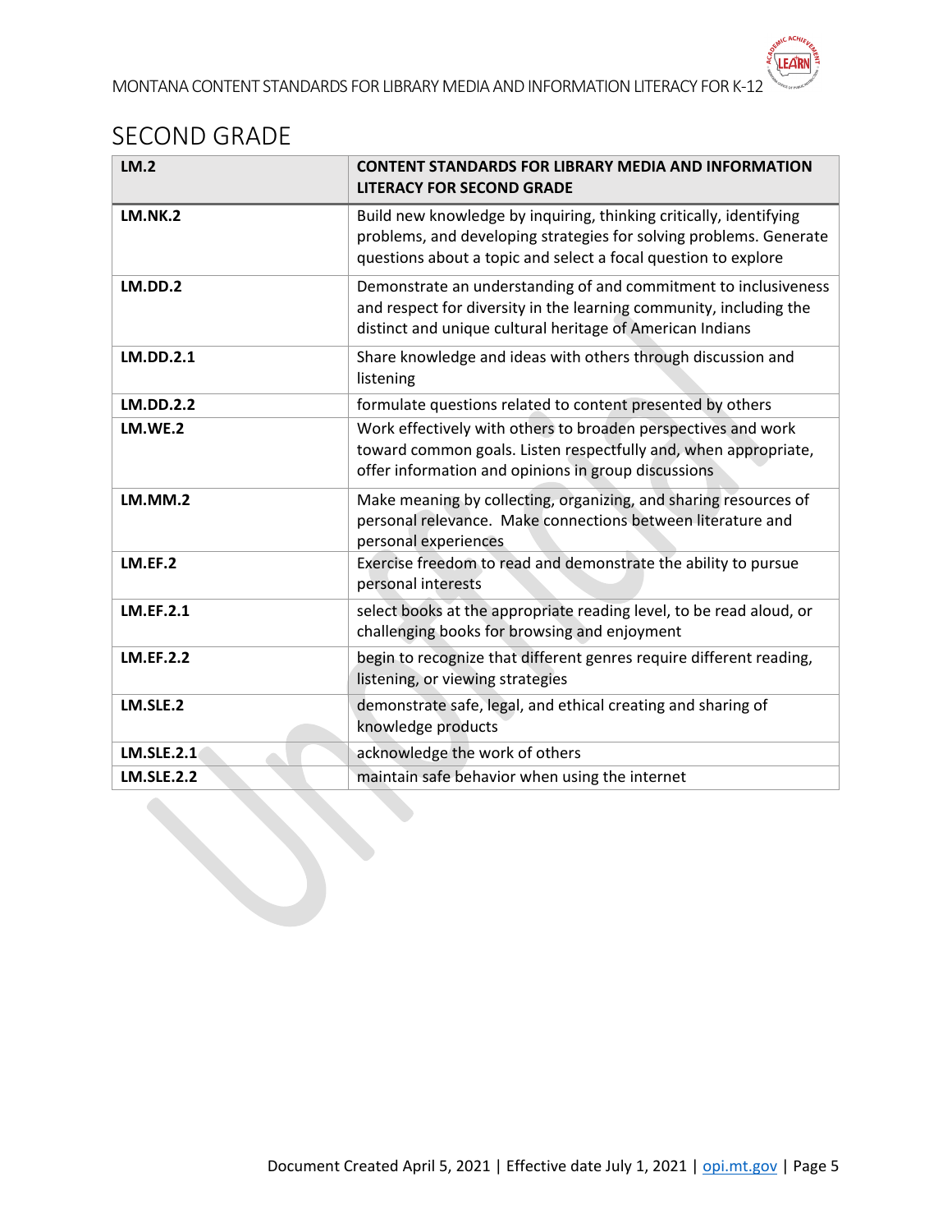## SECOND GRADE

| LM.2 | CONTENT STANDARDS FOR LIBRARY MEDIA AND INFORMATION LITERACY FOR SECOND GRADE |
|---|---|
| **LM.NK.2** | Build new knowledge by inquiring, thinking critically, identifying problems, and developing strategies for solving problems. Generate questions about a topic and select a focal question to explore |
| **LM.DD.2** | Demonstrate an understanding of and commitment to inclusiveness and respect for diversity in the learning community, including the distinct and unique cultural heritage of American Indians |
| **LM.DD.2.1** | Share knowledge and ideas with others through discussion and listening |
| **LM.DD.2.2** | formulate questions related to content presented by others |
| **LM.WE.2** | Work effectively with others to broaden perspectives and work toward common goals. Listen respectfully and, when appropriate, offer information and opinions in group discussions |
| **LM.MM.2** | Make meaning by collecting, organizing, and sharing resources of personal relevance. Make connections between literature and personal experiences |
| **LM.EF.2** | Exercise freedom to read and demonstrate the ability to pursue personal interests |
| **LM.EF.2.1** | select books at the appropriate reading level, to be read aloud, or challenging books for browsing and enjoyment |
| **LM.EF.2.2** | begin to recognize that different genres require different reading, listening, or viewing strategies |
| **LM.SLE.2** | demonstrate safe, legal, and ethical creating and sharing of knowledge products |
| **LM.SLE.2.1** | acknowledge the work of others |
| **LM.SLE.2.2** | maintain safe behavior when using the internet |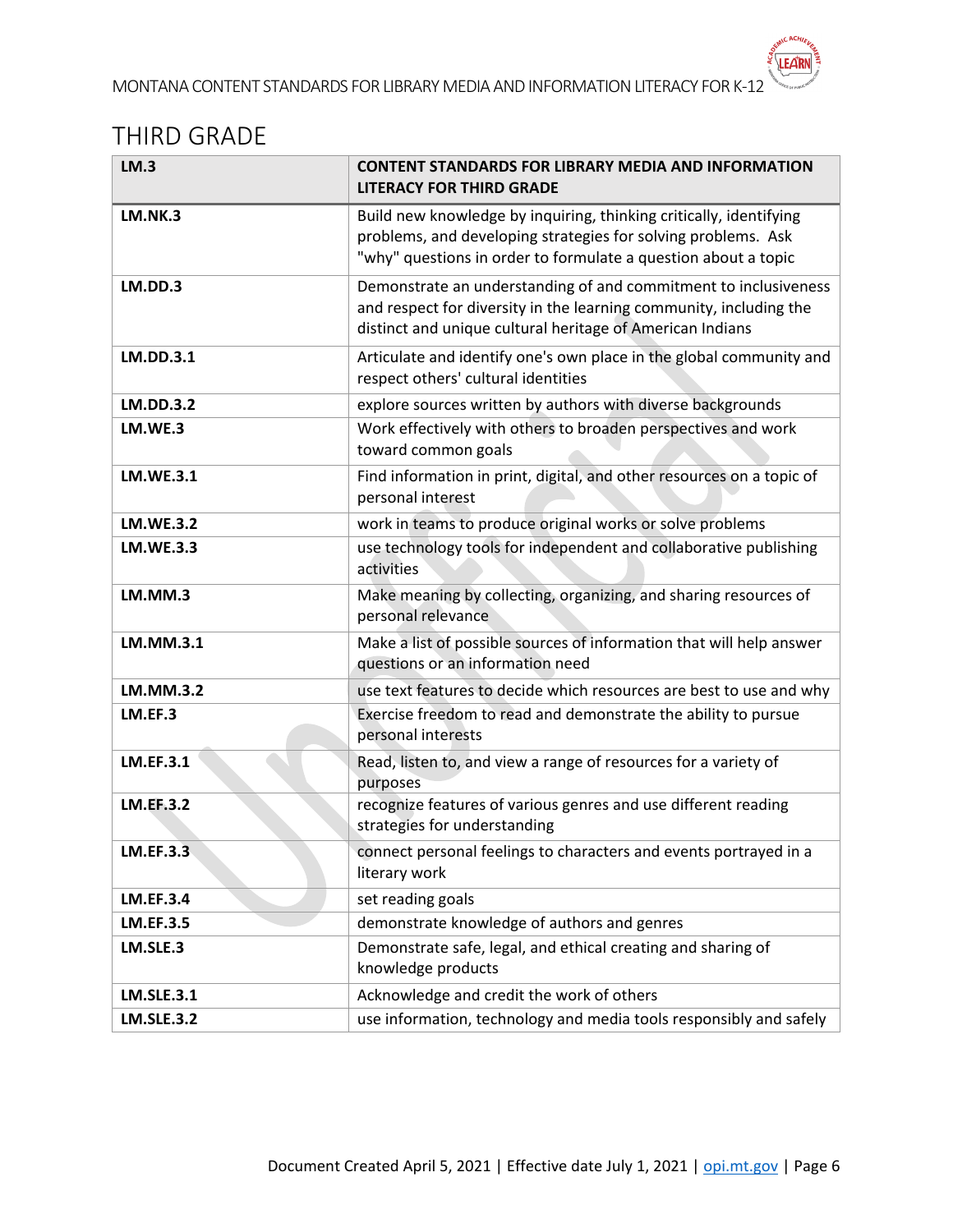## THIRD GRADE

| LM.3 | CONTENT STANDARDS FOR LIBRARY MEDIA AND INFORMATION LITERACY FOR THIRD GRADE |
|---|---|
| **LM.NK.3** | Build new knowledge by inquiring, thinking critically, identifying problems, and developing strategies for solving problems. Ask "why" questions in order to formulate a question about a topic |
| **LM.DD.3** | Demonstrate an understanding of and commitment to inclusiveness and respect for diversity in the learning community, including the distinct and unique cultural heritage of American Indians |
| **LM.DD.3.1** | Articulate and identify one's own place in the global community and respect others' cultural identities |
| **LM.DD.3.2** | explore sources written by authors with diverse backgrounds |
| **LM.WE.3** | Work effectively with others to broaden perspectives and work toward common goals |
| **LM.WE.3.1** | Find information in print, digital, and other resources on a topic of personal interest |
| **LM.WE.3.2** | work in teams to produce original works or solve problems |
| **LM.WE.3.3** | use technology tools for independent and collaborative publishing activities |
| **LM.MM.3** | Make meaning by collecting, organizing, and sharing resources of personal relevance |
| **LM.MM.3.1** | Make a list of possible sources of information that will help answer questions or an information need |
| **LM.MM.3.2** | use text features to decide which resources are best to use and why |
| **LM.EF.3** | Exercise freedom to read and demonstrate the ability to pursue personal interests |
| **LM.EF.3.1** | Read, listen to, and view a range of resources for a variety of purposes |
| **LM.EF.3.2** | recognize features of various genres and use different reading strategies for understanding |
| **LM.EF.3.3** | connect personal feelings to characters and events portrayed in a literary work |
| **LM.EF.3.4** | set reading goals |
| **LM.EF.3.5** | demonstrate knowledge of authors and genres |
| **LM.SLE.3** | Demonstrate safe, legal, and ethical creating and sharing of knowledge products |
| **LM.SLE.3.1** | Acknowledge and credit the work of others |
| **LM.SLE.3.2** | use information, technology and media tools responsibly and safely |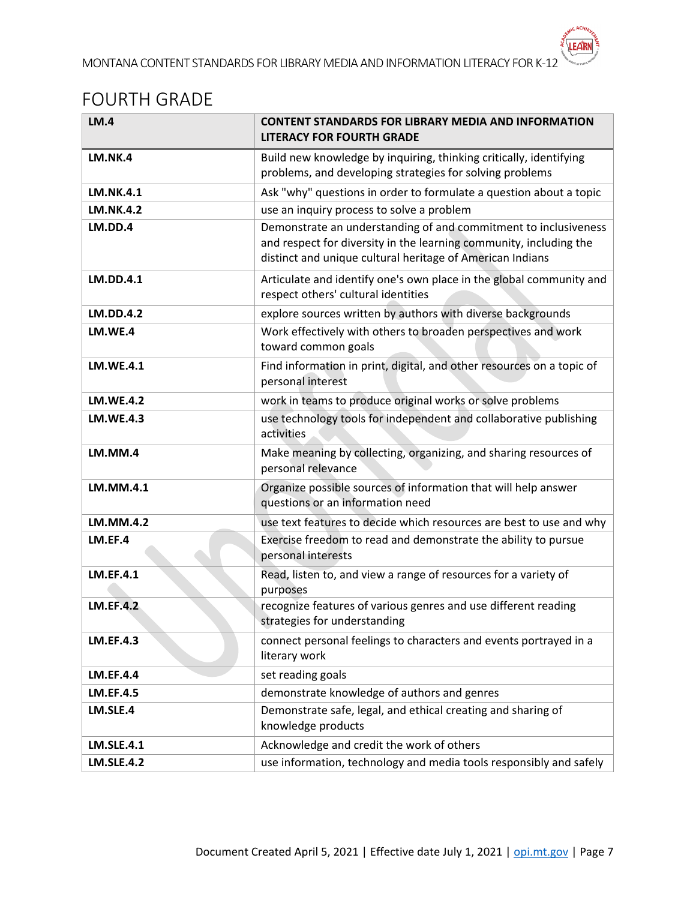## FOURTH GRADE

| LM.4 | CONTENT STANDARDS FOR LIBRARY MEDIA AND INFORMATION LITERACY FOR FOURTH GRADE |
|---|---|
| **LM.NK.4** | Build new knowledge by inquiring, thinking critically, identifying problems, and developing strategies for solving problems |
| **LM.NK.4.1** | Ask "why" questions in order to formulate a question about a topic |
| **LM.NK.4.2** | use an inquiry process to solve a problem |
| **LM.DD.4** | Demonstrate an understanding of and commitment to inclusiveness and respect for diversity in the learning community, including the distinct and unique cultural heritage of American Indians |
| **LM.DD.4.1** | Articulate and identify one's own place in the global community and respect others' cultural identities |
| **LM.DD.4.2** | explore sources written by authors with diverse backgrounds |
| **LM.WE.4** | Work effectively with others to broaden perspectives and work toward common goals |
| **LM.WE.4.1** | Find information in print, digital, and other resources on a topic of personal interest |
| **LM.WE.4.2** | work in teams to produce original works or solve problems |
| **LM.WE.4.3** | use technology tools for independent and collaborative publishing activities |
| **LM.MM.4** | Make meaning by collecting, organizing, and sharing resources of personal relevance |
| **LM.MM.4.1** | Organize possible sources of information that will help answer questions or an information need |
| **LM.MM.4.2** | use text features to decide which resources are best to use and why |
| **LM.EF.4** | Exercise freedom to read and demonstrate the ability to pursue personal interests |
| **LM.EF.4.1** | Read, listen to, and view a range of resources for a variety of purposes |
| **LM.EF.4.2** | recognize features of various genres and use different reading strategies for understanding |
| **LM.EF.4.3** | connect personal feelings to characters and events portrayed in a literary work |
| **LM.EF.4.4** | set reading goals |
| **LM.EF.4.5** | demonstrate knowledge of authors and genres |
| **LM.SLE.4** | Demonstrate safe, legal, and ethical creating and sharing of knowledge products |
| **LM.SLE.4.1** | Acknowledge and credit the work of others |
| **LM.SLE.4.2** | use information, technology and media tools responsibly and safely |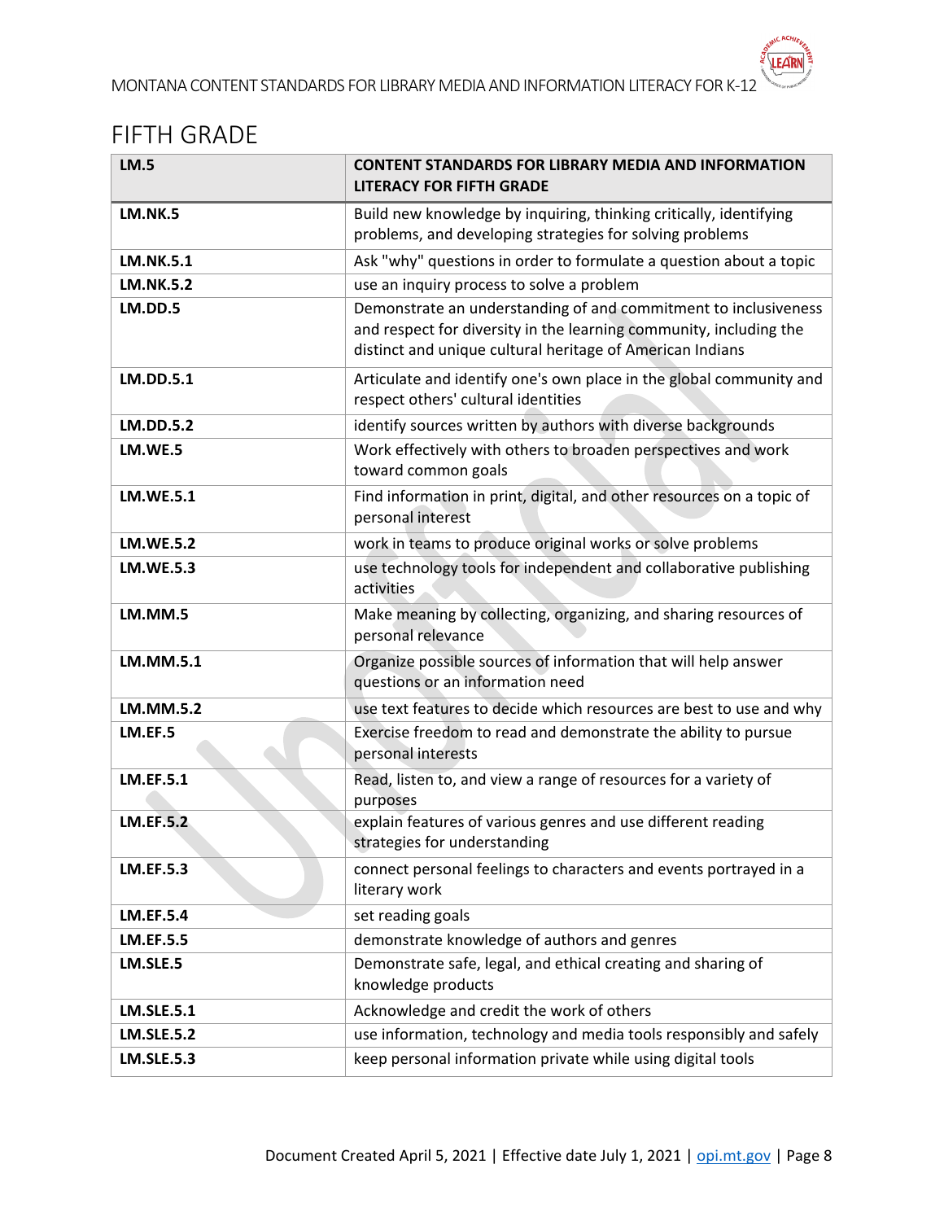## FIFTH GRADE

| LM.5 | CONTENT STANDARDS FOR LIBRARY MEDIA AND INFORMATION LITERACY FOR FIFTH GRADE |
|---|---|
| **LM.NK.5** | Build new knowledge by inquiring, thinking critically, identifying problems, and developing strategies for solving problems |
| **LM.NK.5.1** | Ask "why" questions in order to formulate a question about a topic |
| **LM.NK.5.2** | use an inquiry process to solve a problem |
| **LM.DD.5** | Demonstrate an understanding of and commitment to inclusiveness and respect for diversity in the learning community, including the distinct and unique cultural heritage of American Indians |
| **LM.DD.5.1** | Articulate and identify one's own place in the global community and respect others' cultural identities |
| **LM.DD.5.2** | identify sources written by authors with diverse backgrounds |
| **LM.WE.5** | Work effectively with others to broaden perspectives and work toward common goals |
| **LM.WE.5.1** | Find information in print, digital, and other resources on a topic of personal interest |
| **LM.WE.5.2** | work in teams to produce original works or solve problems |
| **LM.WE.5.3** | use technology tools for independent and collaborative publishing activities |
| **LM.MM.5** | Make meaning by collecting, organizing, and sharing resources of personal relevance |
| **LM.MM.5.1** | Organize possible sources of information that will help answer questions or an information need |
| **LM.MM.5.2** | use text features to decide which resources are best to use and why |
| **LM.EF.5** | Exercise freedom to read and demonstrate the ability to pursue personal interests |
| **LM.EF.5.1** | Read, listen to, and view a range of resources for a variety of purposes |
| **LM.EF.5.2** | explain features of various genres and use different reading strategies for understanding |
| **LM.EF.5.3** | connect personal feelings to characters and events portrayed in a literary work |
| **LM.EF.5.4** | set reading goals |
| **LM.EF.5.5** | demonstrate knowledge of authors and genres |
| **LM.SLE.5** | Demonstrate safe, legal, and ethical creating and sharing of knowledge products |
| **LM.SLE.5.1** | Acknowledge and credit the work of others |
| **LM.SLE.5.2** | use information, technology and media tools responsibly and safely |
| **LM.SLE.5.3** | keep personal information private while using digital tools |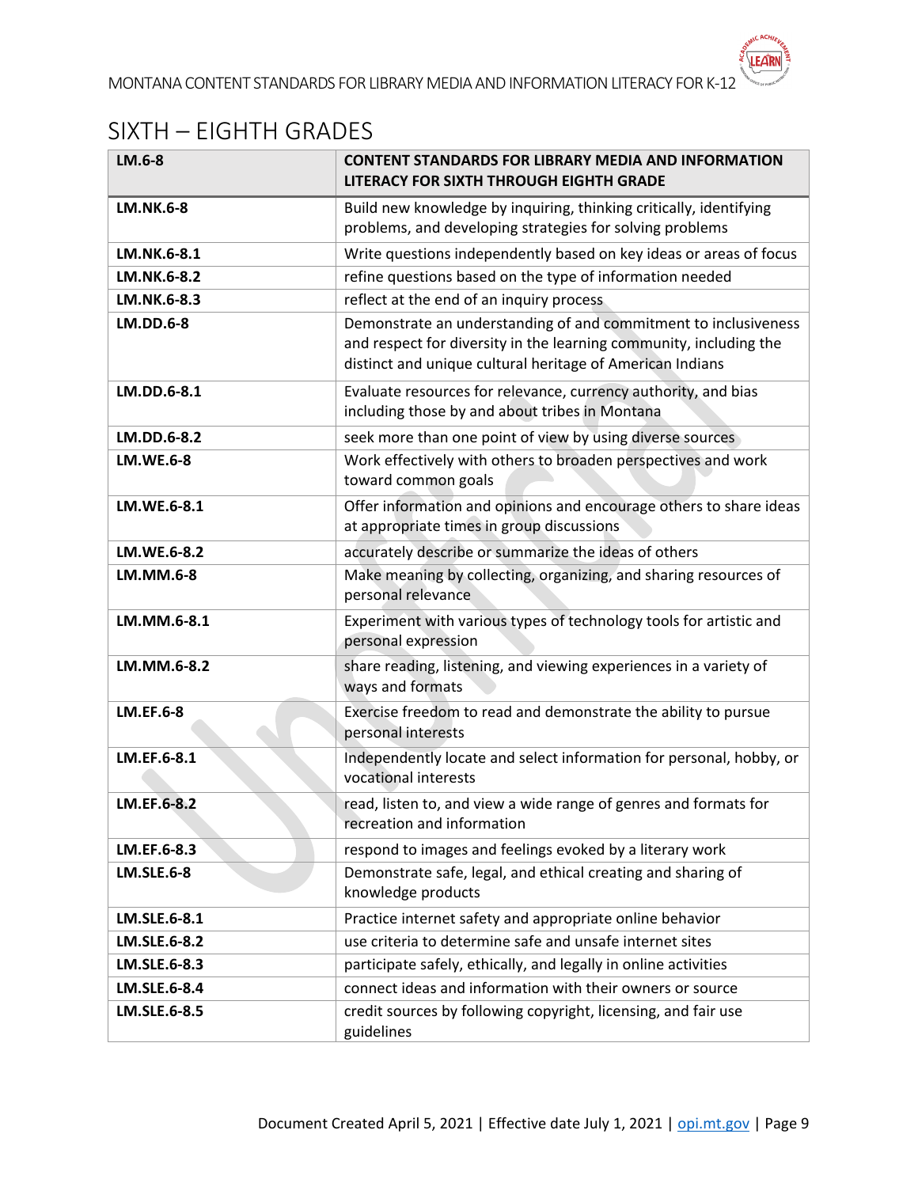## SIXTH – EIGHTH GRADES

| LM.6-8 | CONTENT STANDARDS FOR LIBRARY MEDIA AND INFORMATION LITERACY FOR SIXTH THROUGH EIGHTH GRADE |
|---|---|
| **LM.NK.6-8** | Build new knowledge by inquiring, thinking critically, identifying problems, and developing strategies for solving problems |
| **LM.NK.6-8.1** | Write questions independently based on key ideas or areas of focus |
| **LM.NK.6-8.2** | refine questions based on the type of information needed |
| **LM.NK.6-8.3** | reflect at the end of an inquiry process |
| **LM.DD.6-8** | Demonstrate an understanding of and commitment to inclusiveness and respect for diversity in the learning community, including the distinct and unique cultural heritage of American Indians |
| **LM.DD.6-8.1** | Evaluate resources for relevance, currency authority, and bias including those by and about tribes in Montana |
| **LM.DD.6-8.2** | seek more than one point of view by using diverse sources |
| **LM.WE.6-8** | Work effectively with others to broaden perspectives and work toward common goals |
| **LM.WE.6-8.1** | Offer information and opinions and encourage others to share ideas at appropriate times in group discussions |
| **LM.WE.6-8.2** | accurately describe or summarize the ideas of others |
| **LM.MM.6-8** | Make meaning by collecting, organizing, and sharing resources of personal relevance |
| **LM.MM.6-8.1** | Experiment with various types of technology tools for artistic and personal expression |
| **LM.MM.6-8.2** | share reading, listening, and viewing experiences in a variety of ways and formats |
| **LM.EF.6-8** | Exercise freedom to read and demonstrate the ability to pursue personal interests |
| **LM.EF.6-8.1** | Independently locate and select information for personal, hobby, or vocational interests |
| **LM.EF.6-8.2** | read, listen to, and view a wide range of genres and formats for recreation and information |
| **LM.EF.6-8.3** | respond to images and feelings evoked by a literary work |
| **LM.SLE.6-8** | Demonstrate safe, legal, and ethical creating and sharing of knowledge products |
| **LM.SLE.6-8.1** | Practice internet safety and appropriate online behavior |
| **LM.SLE.6-8.2** | use criteria to determine safe and unsafe internet sites |
| **LM.SLE.6-8.3** | participate safely, ethically, and legally in online activities |
| **LM.SLE.6-8.4** | connect ideas and information with their owners or source |
| **LM.SLE.6-8.5** | credit sources by following copyright, licensing, and fair use guidelines |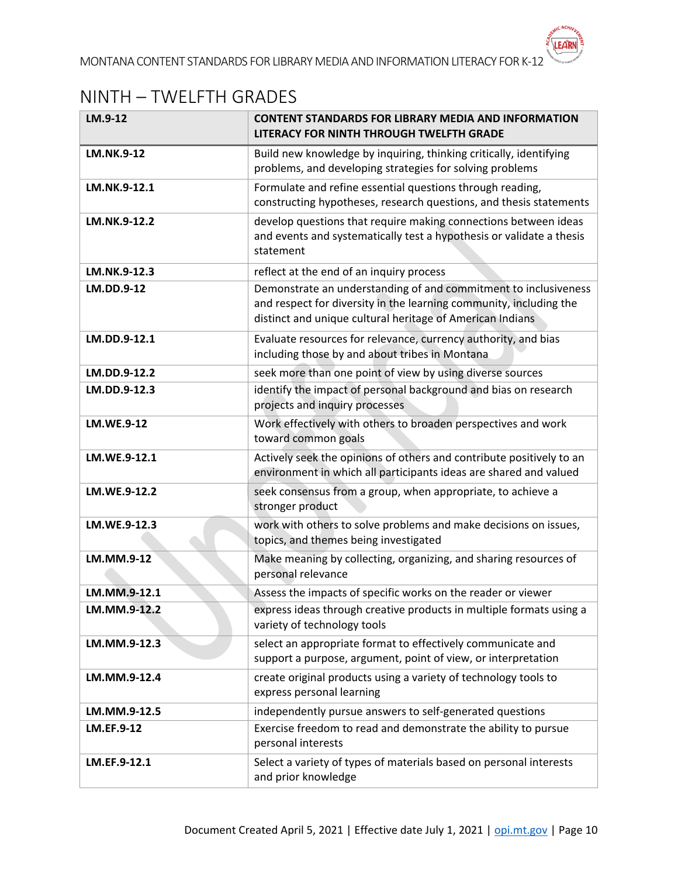## NINTH – TWELFTH GRADES

| LM.9-12 | CONTENT STANDARDS FOR LIBRARY MEDIA AND INFORMATION LITERACY FOR NINTH THROUGH TWELFTH GRADE |
|---|---|
| **LM.NK.9-12** | Build new knowledge by inquiring, thinking critically, identifying problems, and developing strategies for solving problems |
| **LM.NK.9-12.1** | Formulate and refine essential questions through reading, constructing hypotheses, research questions, and thesis statements |
| **LM.NK.9-12.2** | develop questions that require making connections between ideas and events and systematically test a hypothesis or validate a thesis statement |
| **LM.NK.9-12.3** | reflect at the end of an inquiry process |
| **LM.DD.9-12** | Demonstrate an understanding of and commitment to inclusiveness and respect for diversity in the learning community, including the distinct and unique cultural heritage of American Indians |
| **LM.DD.9-12.1** | Evaluate resources for relevance, currency authority, and bias including those by and about tribes in Montana |
| **LM.DD.9-12.2** | seek more than one point of view by using diverse sources |
| **LM.DD.9-12.3** | identify the impact of personal background and bias on research projects and inquiry processes |
| **LM.WE.9-12** | Work effectively with others to broaden perspectives and work toward common goals |
| **LM.WE.9-12.1** | Actively seek the opinions of others and contribute positively to an environment in which all participants ideas are shared and valued |
| **LM.WE.9-12.2** | seek consensus from a group, when appropriate, to achieve a stronger product |
| **LM.WE.9-12.3** | work with others to solve problems and make decisions on issues, topics, and themes being investigated |
| **LM.MM.9-12** | Make meaning by collecting, organizing, and sharing resources of personal relevance |
| **LM.MM.9-12.1** | Assess the impacts of specific works on the reader or viewer |
| **LM.MM.9-12.2** | express ideas through creative products in multiple formats using a variety of technology tools |
| **LM.MM.9-12.3** | select an appropriate format to effectively communicate and support a purpose, argument, point of view, or interpretation |
| **LM.MM.9-12.4** | create original products using a variety of technology tools to express personal learning |
| **LM.MM.9-12.5** | independently pursue answers to self-generated questions |
| **LM.EF.9-12** | Exercise freedom to read and demonstrate the ability to pursue personal interests |
| **LM.EF.9-12.1** | Select a variety of types of materials based on personal interests and prior knowledge |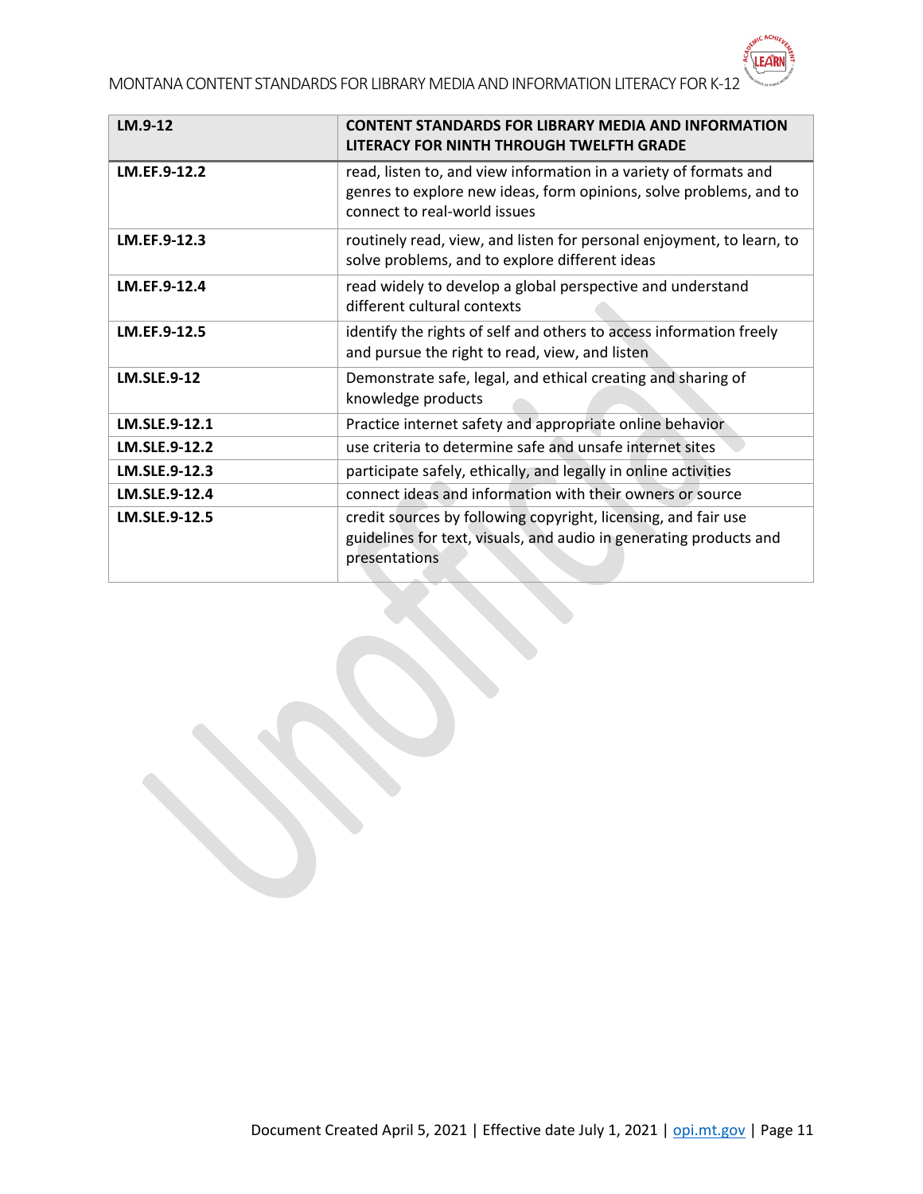| LM.9-12 | CONTENT STANDARDS FOR LIBRARY MEDIA AND INFORMATION LITERACY FOR NINTH THROUGH TWELFTH GRADE |
|---|---|
| **LM.EF.9-12.2** | read, listen to, and view information in a variety of formats and genres to explore new ideas, form opinions, solve problems, and to connect to real-world issues |
| **LM.EF.9-12.3** | routinely read, view, and listen for personal enjoyment, to learn, to solve problems, and to explore different ideas |
| **LM.EF.9-12.4** | read widely to develop a global perspective and understand different cultural contexts |
| **LM.EF.9-12.5** | identify the rights of self and others to access information freely and pursue the right to read, view, and listen |
| **LM.SLE.9-12** | Demonstrate safe, legal, and ethical creating and sharing of knowledge products |
| **LM.SLE.9-12.1** | Practice internet safety and appropriate online behavior |
| **LM.SLE.9-12.2** | use criteria to determine safe and unsafe internet sites |
| **LM.SLE.9-12.3** | participate safely, ethically, and legally in online activities |
| **LM.SLE.9-12.4** | connect ideas and information with their owners or source |
| **LM.SLE.9-12.5** | credit sources by following copyright, licensing, and fair use guidelines for text, visuals, and audio in generating products and presentations |